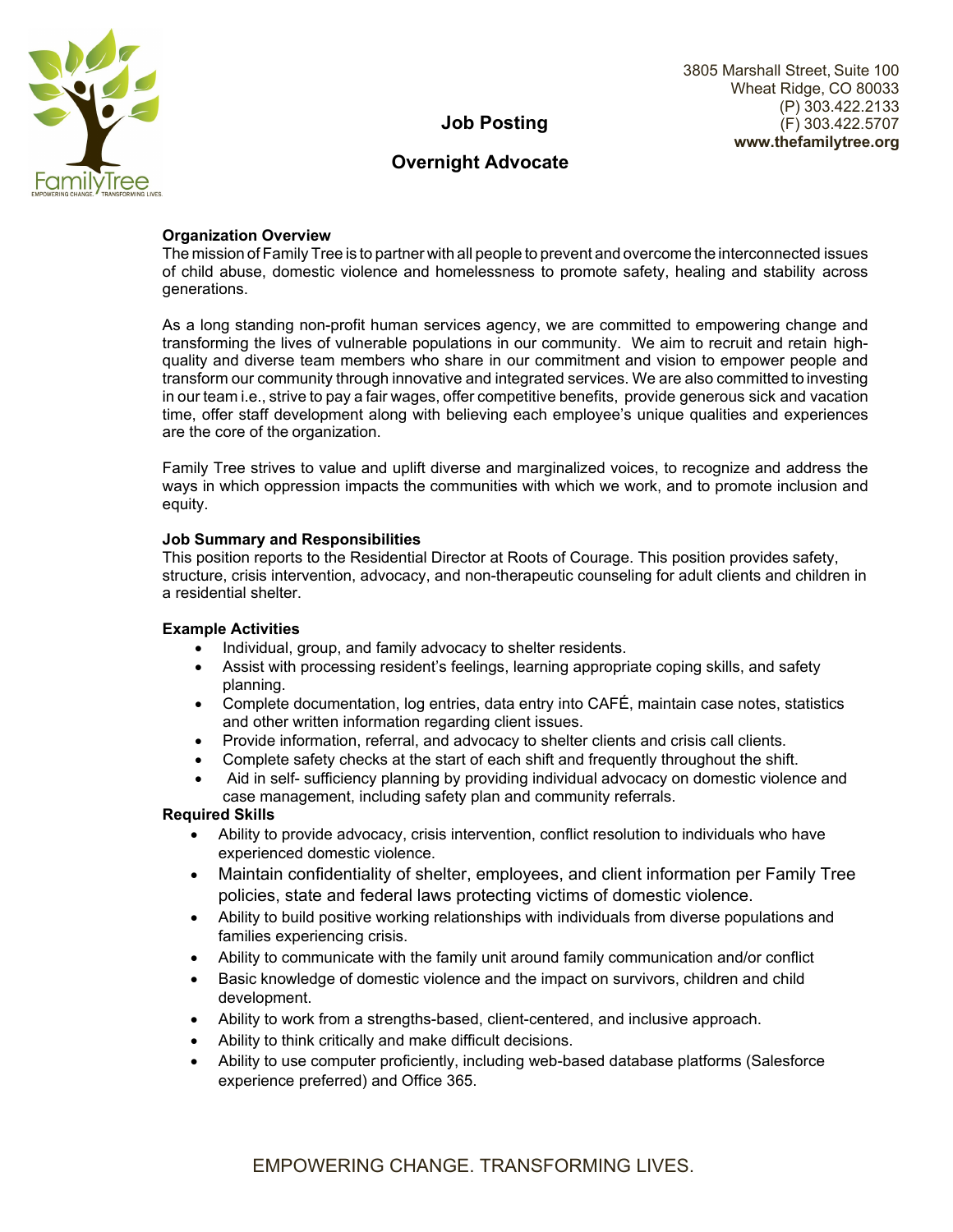FamilyTree
EMPOWERING CHANGE. TRANSFORMING LIVES.

3805 Marshall Street, Suite 100
Wheat Ridge, CO 80033
(P) 303.422.2133
(F) 303.422.5707
**www.thefamilytree.org**

# Job Posting

# Overnight Advocate

### Organization Overview

The mission of Family Tree is to partner with all people to prevent and overcome the interconnected issues of child abuse, domestic violence and homelessness to promote safety, healing and stability across generations.

As a long standing non-profit human services agency, we are committed to empowering change and transforming the lives of vulnerable populations in our community. We aim to recruit and retain high-quality and diverse team members who share in our commitment and vision to empower people and transform our community through innovative and integrated services. We are also committed to investing in our team i.e., strive to pay a fair wages, offer competitive benefits, provide generous sick and vacation time, offer staff development along with believing each employee's unique qualities and experiences are the core of the organization.

Family Tree strives to value and uplift diverse and marginalized voices, to recognize and address the ways in which oppression impacts the communities with which we work, and to promote inclusion and equity.

### Job Summary and Responsibilities

This position reports to the Residential Director at Roots of Courage. This position provides safety, structure, crisis intervention, advocacy, and non-therapeutic counseling for adult clients and children in a residential shelter.

### Example Activities

- Individual, group, and family advocacy to shelter residents.
- Assist with processing resident's feelings, learning appropriate coping skills, and safety planning.
- Complete documentation, log entries, data entry into CAFÉ, maintain case notes, statistics and other written information regarding client issues.
- Provide information, referral, and advocacy to shelter clients and crisis call clients.
- Complete safety checks at the start of each shift and frequently throughout the shift.
- Aid in self- sufficiency planning by providing individual advocacy on domestic violence and case management, including safety plan and community referrals.

### Required Skills

- Ability to provide advocacy, crisis intervention, conflict resolution to individuals who have experienced domestic violence.
- Maintain confidentiality of shelter, employees, and client information per Family Tree policies, state and federal laws protecting victims of domestic violence.
- Ability to build positive working relationships with individuals from diverse populations and families experiencing crisis.
- Ability to communicate with the family unit around family communication and/or conflict
- Basic knowledge of domestic violence and the impact on survivors, children and child development.
- Ability to work from a strengths-based, client-centered, and inclusive approach.
- Ability to think critically and make difficult decisions.
- Ability to use computer proficiently, including web-based database platforms (Salesforce experience preferred) and Office 365.

EMPOWERING CHANGE. TRANSFORMING LIVES.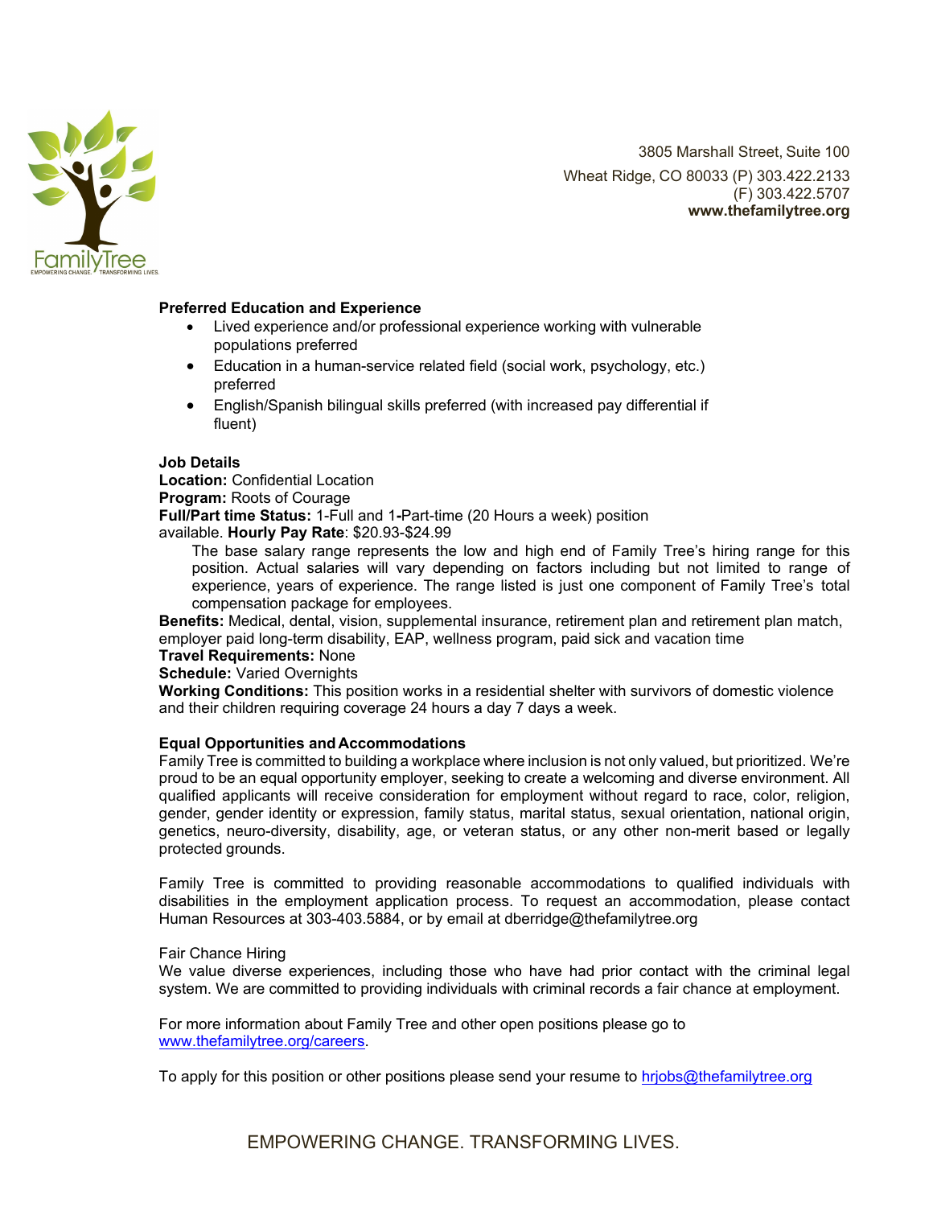3805 Marshall Street, Suite 100
Wheat Ridge, CO 80033 (P) 303.422.2133
(F) 303.422.5707
**www.thefamilytree.org**

**Preferred Education and Experience**

- Lived experience and/or professional experience working with vulnerable populations preferred
- Education in a human-service related field (social work, psychology, etc.) preferred
- English/Spanish bilingual skills preferred (with increased pay differential if fluent)

**Job Details**

**Location:** Confidential Location
**Program:** Roots of Courage
**Full/Part time Status:** 1-Full and 1-Part-time (20 Hours a week) position available. **Hourly Pay Rate**: $20.93-$24.99

The base salary range represents the low and high end of Family Tree's hiring range for this position. Actual salaries will vary depending on factors including but not limited to range of experience, years of experience. The range listed is just one component of Family Tree's total compensation package for employees.

**Benefits:** Medical, dental, vision, supplemental insurance, retirement plan and retirement plan match, employer paid long-term disability, EAP, wellness program, paid sick and vacation time
**Travel Requirements:** None
**Schedule:** Varied Overnights
**Working Conditions:** This position works in a residential shelter with survivors of domestic violence and their children requiring coverage 24 hours a day 7 days a week.

**Equal Opportunities and Accommodations**

Family Tree is committed to building a workplace where inclusion is not only valued, but prioritized. We're proud to be an equal opportunity employer, seeking to create a welcoming and diverse environment. All qualified applicants will receive consideration for employment without regard to race, color, religion, gender, gender identity or expression, family status, marital status, sexual orientation, national origin, genetics, neuro-diversity, disability, age, or veteran status, or any other non-merit based or legally protected grounds.

Family Tree is committed to providing reasonable accommodations to qualified individuals with disabilities in the employment application process. To request an accommodation, please contact Human Resources at 303-403.5884, or by email at dberridge@thefamilytree.org

Fair Chance Hiring

We value diverse experiences, including those who have had prior contact with the criminal legal system. We are committed to providing individuals with criminal records a fair chance at employment.

For more information about Family Tree and other open positions please go to www.thefamilytree.org/careers.

To apply for this position or other positions please send your resume to hrjobs@thefamilytree.org

EMPOWERING CHANGE. TRANSFORMING LIVES.